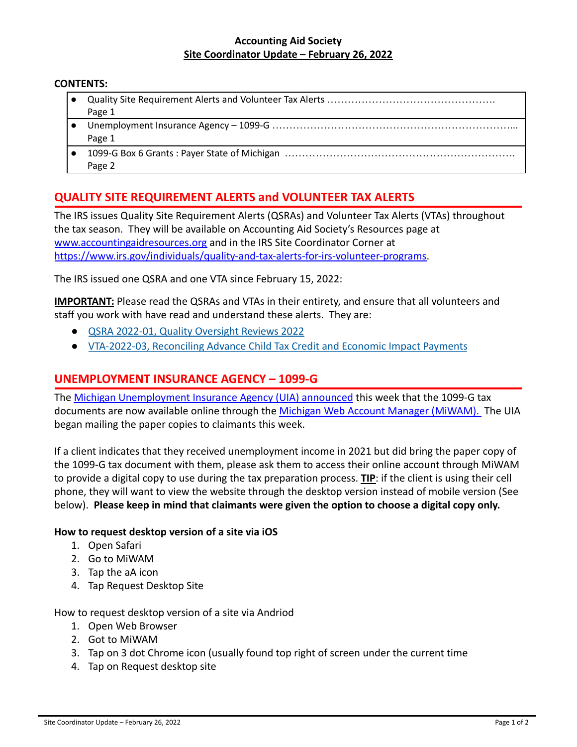**Accounting Aid Society**
**Site Coordinator Update – February 26, 2022**

**CONTENTS:**

| |
|---|
| ● Quality Site Requirement Alerts and Volunteer Tax Alerts …………………………………………. Page 1 |
| ● Unemployment Insurance Agency – 1099-G ………………………………………………………….... Page 1 |
| ● 1099-G Box 6 Grants : Payer State of Michigan ………………………………………………………. Page 2 |

## QUALITY SITE REQUIREMENT ALERTS and VOLUNTEER TAX ALERTS

The IRS issues Quality Site Requirement Alerts (QSRAs) and Volunteer Tax Alerts (VTAs) throughout the tax season. They will be available on Accounting Aid Society's Resources page at www.accountingaidresources.org and in the IRS Site Coordinator Corner at https://www.irs.gov/individuals/quality-and-tax-alerts-for-irs-volunteer-programs.

The IRS issued one QSRA and one VTA since February 15, 2022:

**IMPORTANT:** Please read the QSRAs and VTAs in their entirety, and ensure that all volunteers and staff you work with have read and understand these alerts. They are:

- QSRA 2022-01, Quality Oversight Reviews 2022
- VTA-2022-03, Reconciling Advance Child Tax Credit and Economic Impact Payments

## UNEMPLOYMENT INSURANCE AGENCY – 1099-G

The Michigan Unemployment Insurance Agency (UIA) announced this week that the 1099-G tax documents are now available online through the Michigan Web Account Manager (MiWAM). The UIA began mailing the paper copies to claimants this week.

If a client indicates that they received unemployment income in 2021 but did bring the paper copy of the 1099-G tax document with them, please ask them to access their online account through MiWAM to provide a digital copy to use during the tax preparation process. **TIP**: if the client is using their cell phone, they will want to view the website through the desktop version instead of mobile version (See below). **Please keep in mind that claimants were given the option to choose a digital copy only.**

**How to request desktop version of a site via iOS**

1. Open Safari
2. Go to MiWAM
3. Tap the aA icon
4. Tap Request Desktop Site

How to request desktop version of a site via Andriod

1. Open Web Browser
2. Got to MiWAM
3. Tap on 3 dot Chrome icon (usually found top right of screen under the current time
4. Tap on Request desktop site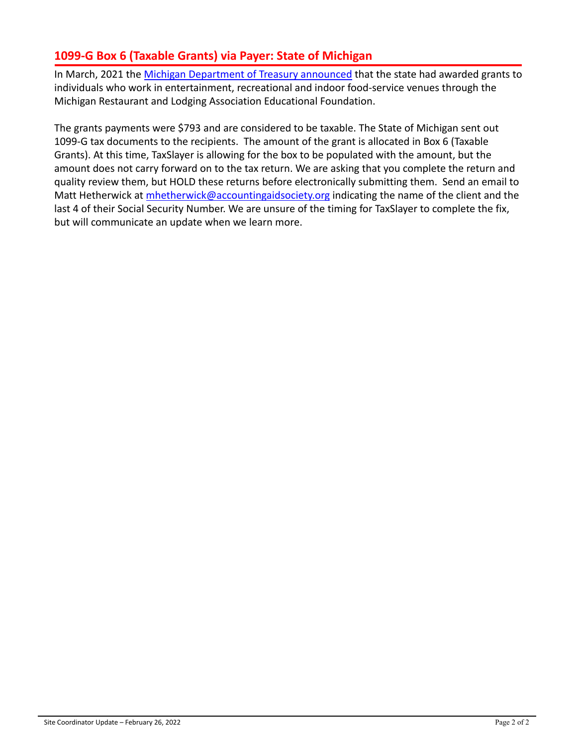## 1099-G Box 6 (Taxable Grants) via Payer: State of Michigan

In March, 2021 the [Michigan Department of Treasury announced](#) that the state had awarded grants to individuals who work in entertainment, recreational and indoor food-service venues through the Michigan Restaurant and Lodging Association Educational Foundation.

The grants payments were $793 and are considered to be taxable. The State of Michigan sent out 1099-G tax documents to the recipients. The amount of the grant is allocated in Box 6 (Taxable Grants). At this time, TaxSlayer is allowing for the box to be populated with the amount, but the amount does not carry forward on to the tax return. We are asking that you complete the return and quality review them, but HOLD these returns before electronically submitting them. Send an email to Matt Hetherwick at [mhetherwick@accountingaidsociety.org](mailto:mhetherwick@accountingaidsociety.org) indicating the name of the client and the last 4 of their Social Security Number. We are unsure of the timing for TaxSlayer to complete the fix, but will communicate an update when we learn more.

Site Coordinator Update – February 26, 2022